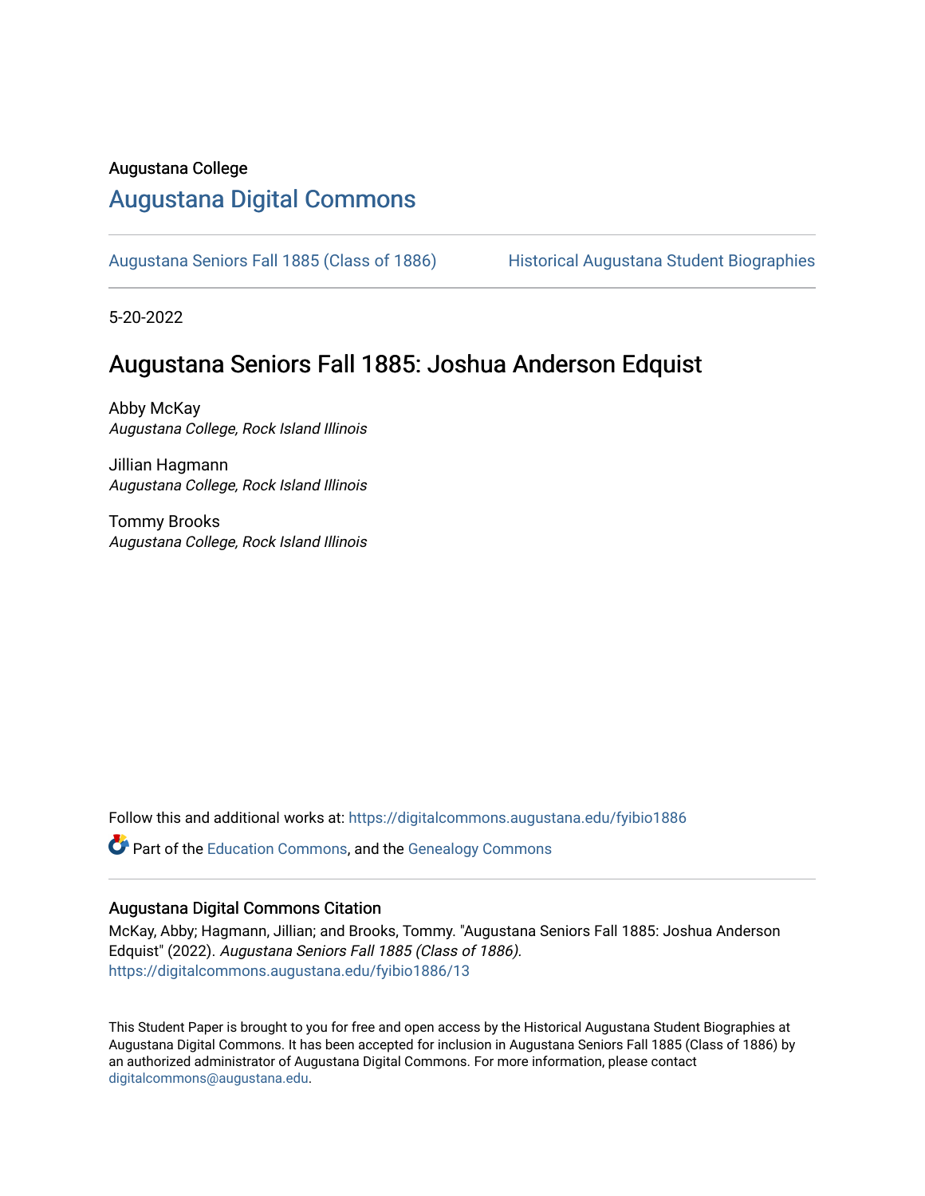Augustana College

# Augustana Digital Commons

Augustana Seniors Fall 1885 (Class of 1886) — Historical Augustana Student Biographies

5-20-2022

## Augustana Seniors Fall 1885: Joshua Anderson Edquist

Abby McKay
*Augustana College, Rock Island Illinois*

Jillian Hagmann
*Augustana College, Rock Island Illinois*

Tommy Brooks
*Augustana College, Rock Island Illinois*

Follow this and additional works at: https://digitalcommons.augustana.edu/fyibio1886

Part of the Education Commons, and the Genealogy Commons

### Augustana Digital Commons Citation

McKay, Abby; Hagmann, Jillian; and Brooks, Tommy. "Augustana Seniors Fall 1885: Joshua Anderson Edquist" (2022). *Augustana Seniors Fall 1885 (Class of 1886).*
https://digitalcommons.augustana.edu/fyibio1886/13

This Student Paper is brought to you for free and open access by the Historical Augustana Student Biographies at Augustana Digital Commons. It has been accepted for inclusion in Augustana Seniors Fall 1885 (Class of 1886) by an authorized administrator of Augustana Digital Commons. For more information, please contact digitalcommons@augustana.edu.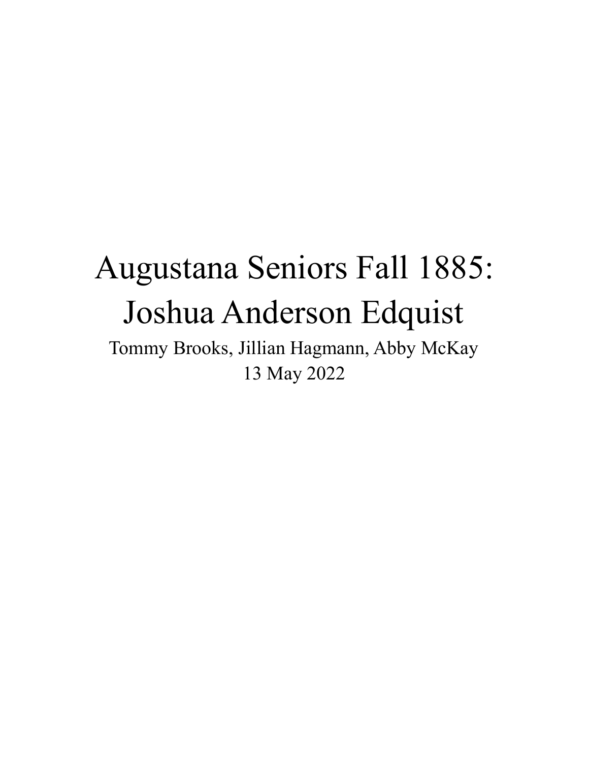# Augustana Seniors Fall 1885: Joshua Anderson Edquist

Tommy Brooks, Jillian Hagmann, Abby McKay

13 May 2022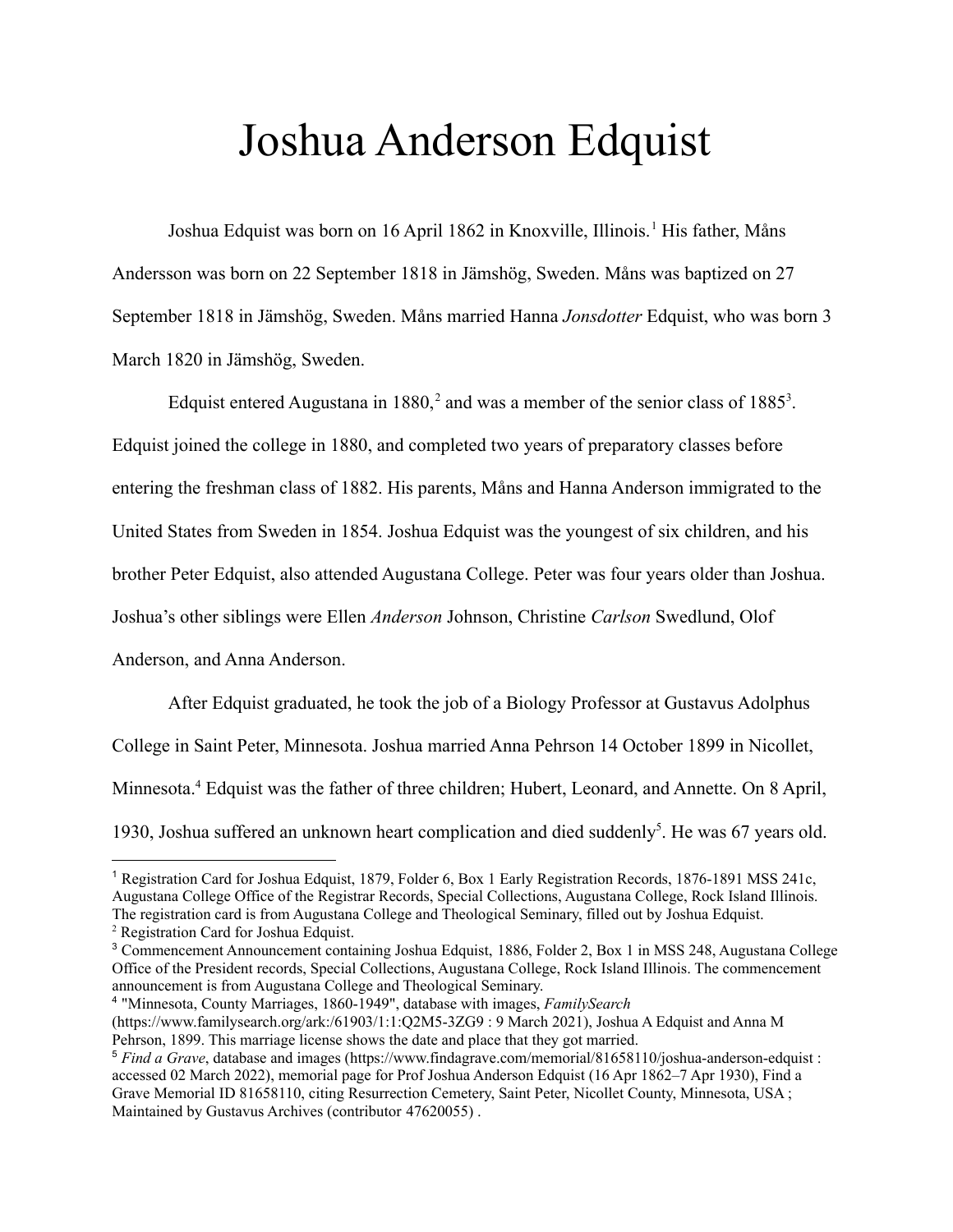# Joshua Anderson Edquist

Joshua Edquist was born on 16 April 1862 in Knoxville, Illinois.[1] His father, Måns Andersson was born on 22 September 1818 in Jämshög, Sweden. Måns was baptized on 27 September 1818 in Jämshög, Sweden. Måns married Hanna *Jonsdotter* Edquist, who was born 3 March 1820 in Jämshög, Sweden.

Edquist entered Augustana in 1880,[2] and was a member of the senior class of 1885[3]. Edquist joined the college in 1880, and completed two years of preparatory classes before entering the freshman class of 1882. His parents, Måns and Hanna Anderson immigrated to the United States from Sweden in 1854. Joshua Edquist was the youngest of six children, and his brother Peter Edquist, also attended Augustana College. Peter was four years older than Joshua. Joshua's other siblings were Ellen *Anderson* Johnson, Christine *Carlson* Swedlund, Olof Anderson, and Anna Anderson.

After Edquist graduated, he took the job of a Biology Professor at Gustavus Adolphus College in Saint Peter, Minnesota. Joshua married Anna Pehrson 14 October 1899 in Nicollet, Minnesota.[4] Edquist was the father of three children; Hubert, Leonard, and Annette. On 8 April, 1930, Joshua suffered an unknown heart complication and died suddenly[5]. He was 67 years old.

---

[1] Registration Card for Joshua Edquist, 1879, Folder 6, Box 1 Early Registration Records, 1876-1891 MSS 241c, Augustana College Office of the Registrar Records, Special Collections, Augustana College, Rock Island Illinois. The registration card is from Augustana College and Theological Seminary, filled out by Joshua Edquist.

[2] Registration Card for Joshua Edquist.

[3] Commencement Announcement containing Joshua Edquist, 1886, Folder 2, Box 1 in MSS 248, Augustana College Office of the President records, Special Collections, Augustana College, Rock Island Illinois. The commencement announcement is from Augustana College and Theological Seminary.

[4] "Minnesota, County Marriages, 1860-1949", database with images, *FamilySearch* (https://www.familysearch.org/ark:/61903/1:1:Q2M5-3ZG9 : 9 March 2021), Joshua A Edquist and Anna M Pehrson, 1899. This marriage license shows the date and place that they got married.

[5] *Find a Grave*, database and images (https://www.findagrave.com/memorial/81658110/joshua-anderson-edquist : accessed 02 March 2022), memorial page for Prof Joshua Anderson Edquist (16 Apr 1862–7 Apr 1930), Find a Grave Memorial ID 81658110, citing Resurrection Cemetery, Saint Peter, Nicollet County, Minnesota, USA ; Maintained by Gustavus Archives (contributor 47620055) .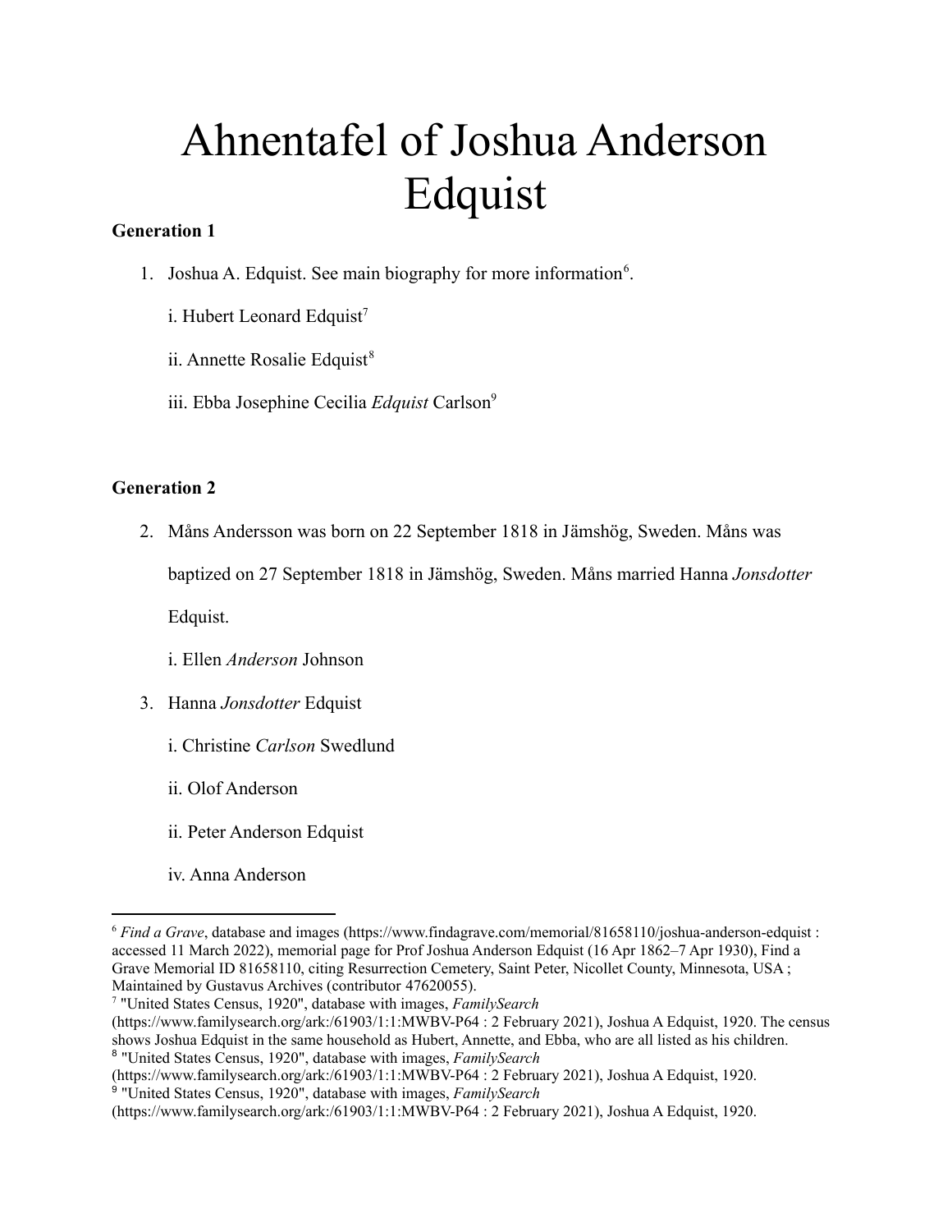# Ahnentafel of Joshua Anderson Edquist

**Generation 1**

1. Joshua A. Edquist. See main biography for more information[6].

    i. Hubert Leonard Edquist[7]

    ii. Annette Rosalie Edquist[8]

    iii. Ebba Josephine Cecilia *Edquist* Carlson[9]

**Generation 2**

2. Måns Andersson was born on 22 September 1818 in Jämshög, Sweden. Måns was baptized on 27 September 1818 in Jämshög, Sweden. Måns married Hanna *Jonsdotter* Edquist.

    i. Ellen *Anderson* Johnson

3. Hanna *Jonsdotter* Edquist

    i. Christine *Carlson* Swedlund

    ii. Olof Anderson

    ii. Peter Anderson Edquist

    iv. Anna Anderson

---

[6] *Find a Grave*, database and images (https://www.findagrave.com/memorial/81658110/joshua-anderson-edquist : accessed 11 March 2022), memorial page for Prof Joshua Anderson Edquist (16 Apr 1862–7 Apr 1930), Find a Grave Memorial ID 81658110, citing Resurrection Cemetery, Saint Peter, Nicollet County, Minnesota, USA ; Maintained by Gustavus Archives (contributor 47620055).

[7] "United States Census, 1920", database with images, *FamilySearch* (https://www.familysearch.org/ark:/61903/1:1:MWBV-P64 : 2 February 2021), Joshua A Edquist, 1920. The census shows Joshua Edquist in the same household as Hubert, Annette, and Ebba, who are all listed as his children.

[8] "United States Census, 1920", database with images, *FamilySearch* (https://www.familysearch.org/ark:/61903/1:1:MWBV-P64 : 2 February 2021), Joshua A Edquist, 1920.

[9] "United States Census, 1920", database with images, *FamilySearch* (https://www.familysearch.org/ark:/61903/1:1:MWBV-P64 : 2 February 2021), Joshua A Edquist, 1920.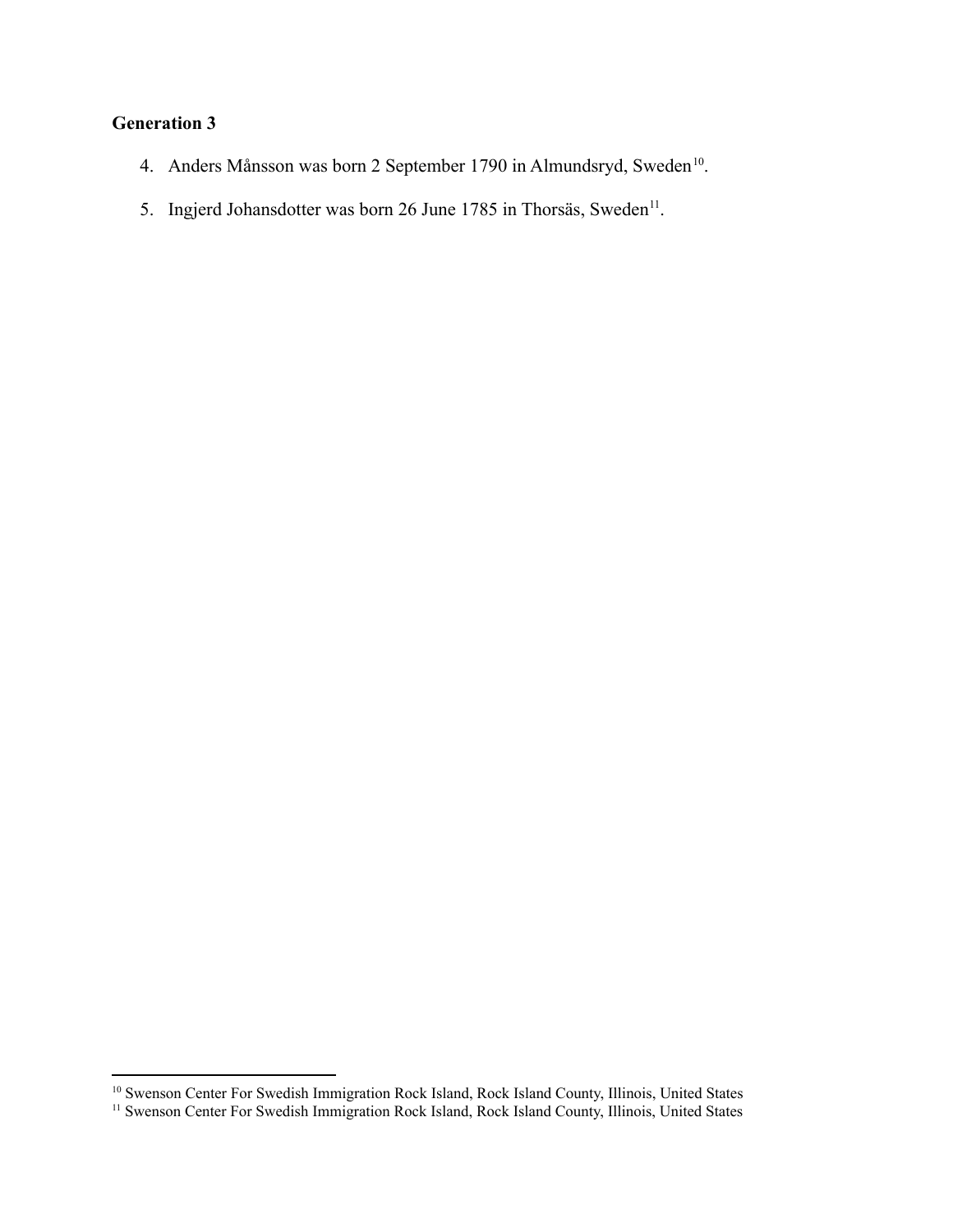## Generation 3

4. Anders Månsson was born 2 September 1790 in Almundsryd, Sweden[10].

5. Ingjerd Johansdotter was born 26 June 1785 in Thorsäs, Sweden[11].

---

[10] Swenson Center For Swedish Immigration Rock Island, Rock Island County, Illinois, United States

[11] Swenson Center For Swedish Immigration Rock Island, Rock Island County, Illinois, United States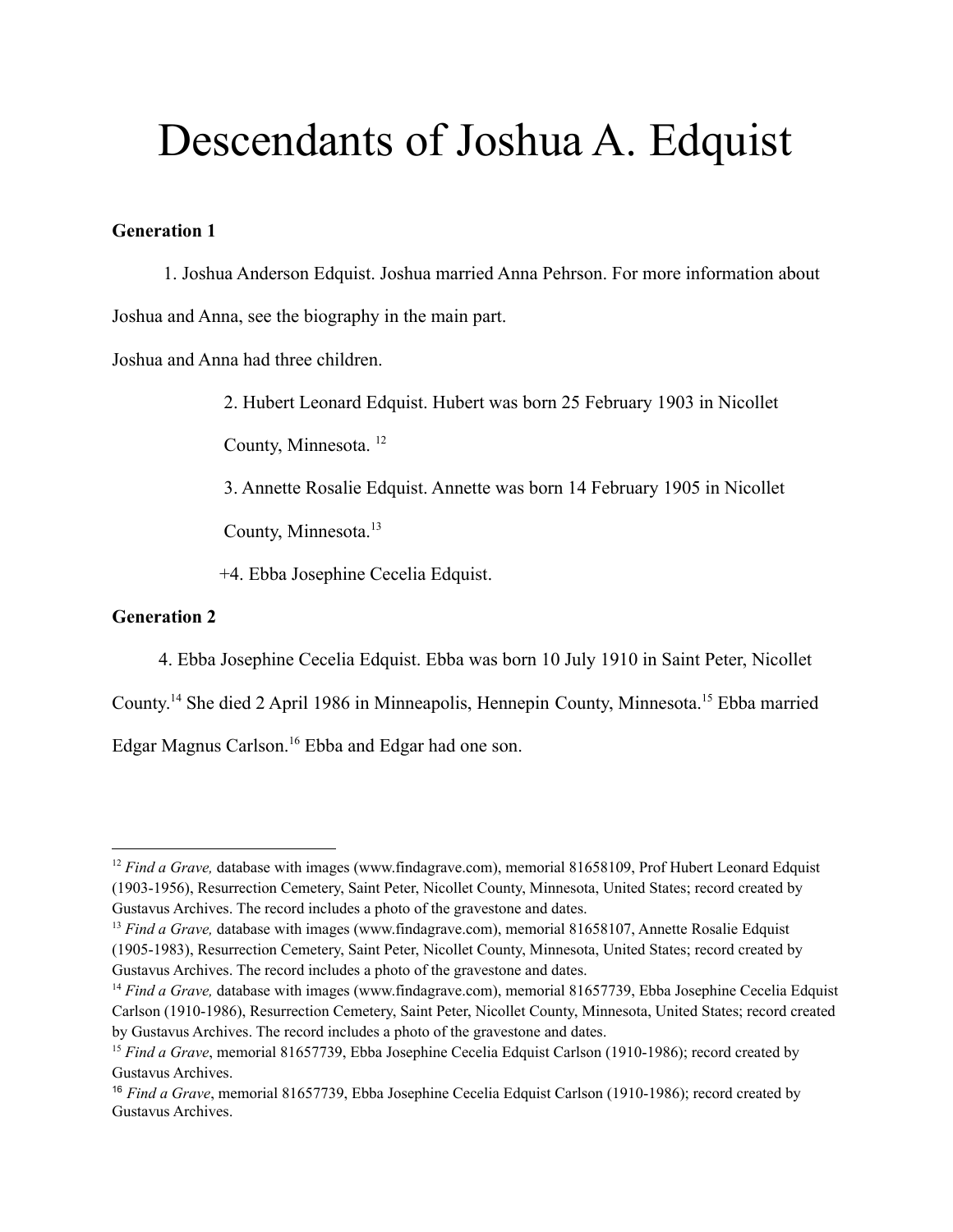# Descendants of Joshua A. Edquist

**Generation 1**

1. Joshua Anderson Edquist. Joshua married Anna Pehrson. For more information about Joshua and Anna, see the biography in the main part.

Joshua and Anna had three children.

> 2. Hubert Leonard Edquist. Hubert was born 25 February 1903 in Nicollet County, Minnesota. [12]
>
> 3. Annette Rosalie Edquist. Annette was born 14 February 1905 in Nicollet County, Minnesota.[13]
>
> +4. Ebba Josephine Cecelia Edquist.

**Generation 2**

4. Ebba Josephine Cecelia Edquist. Ebba was born 10 July 1910 in Saint Peter, Nicollet County.[14] She died 2 April 1986 in Minneapolis, Hennepin County, Minnesota.[15] Ebba married Edgar Magnus Carlson.[16] Ebba and Edgar had one son.

---

[12] *Find a Grave,* database with images (www.findagrave.com), memorial 81658109, Prof Hubert Leonard Edquist (1903-1956), Resurrection Cemetery, Saint Peter, Nicollet County, Minnesota, United States; record created by Gustavus Archives. The record includes a photo of the gravestone and dates.

[13] *Find a Grave,* database with images (www.findagrave.com), memorial 81658107, Annette Rosalie Edquist (1905-1983), Resurrection Cemetery, Saint Peter, Nicollet County, Minnesota, United States; record created by Gustavus Archives. The record includes a photo of the gravestone and dates.

[14] *Find a Grave,* database with images (www.findagrave.com), memorial 81657739, Ebba Josephine Cecelia Edquist Carlson (1910-1986), Resurrection Cemetery, Saint Peter, Nicollet County, Minnesota, United States; record created by Gustavus Archives. The record includes a photo of the gravestone and dates.

[15] *Find a Grave*, memorial 81657739, Ebba Josephine Cecelia Edquist Carlson (1910-1986); record created by Gustavus Archives.

[16] *Find a Grave*, memorial 81657739, Ebba Josephine Cecelia Edquist Carlson (1910-1986); record created by Gustavus Archives.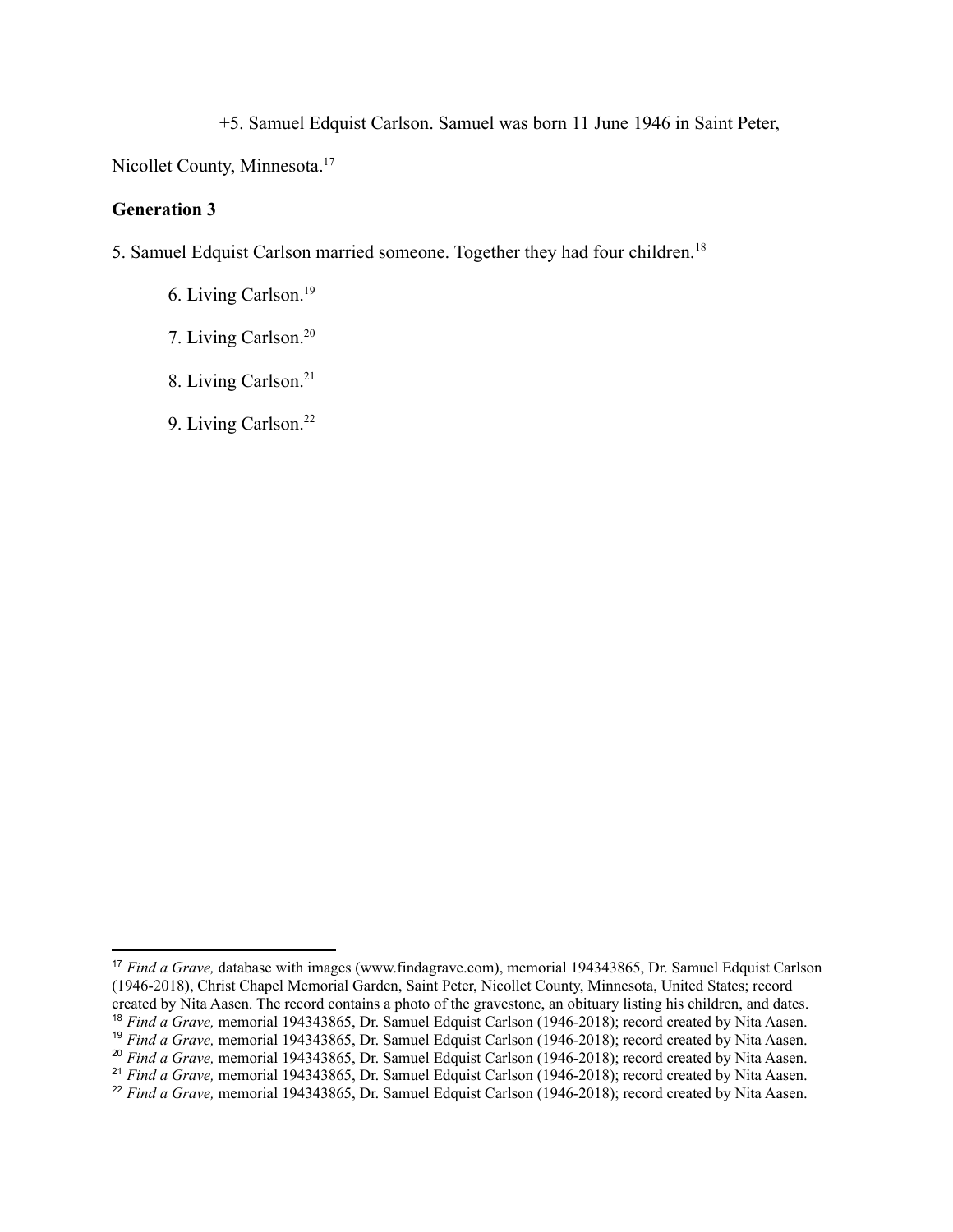+5. Samuel Edquist Carlson. Samuel was born 11 June 1946 in Saint Peter, Nicollet County, Minnesota.[17]

## Generation 3

5. Samuel Edquist Carlson married someone. Together they had four children.[18]

6. Living Carlson.[19]

7. Living Carlson.[20]

8. Living Carlson.[21]

9. Living Carlson.[22]

---

[17] *Find a Grave,* database with images (www.findagrave.com), memorial 194343865, Dr. Samuel Edquist Carlson (1946-2018), Christ Chapel Memorial Garden, Saint Peter, Nicollet County, Minnesota, United States; record created by Nita Aasen. The record contains a photo of the gravestone, an obituary listing his children, and dates.

[18] *Find a Grave,* memorial 194343865, Dr. Samuel Edquist Carlson (1946-2018); record created by Nita Aasen.

[19] *Find a Grave,* memorial 194343865, Dr. Samuel Edquist Carlson (1946-2018); record created by Nita Aasen.

[20] *Find a Grave,* memorial 194343865, Dr. Samuel Edquist Carlson (1946-2018); record created by Nita Aasen.

[21] *Find a Grave,* memorial 194343865, Dr. Samuel Edquist Carlson (1946-2018); record created by Nita Aasen.

[22] *Find a Grave,* memorial 194343865, Dr. Samuel Edquist Carlson (1946-2018); record created by Nita Aasen.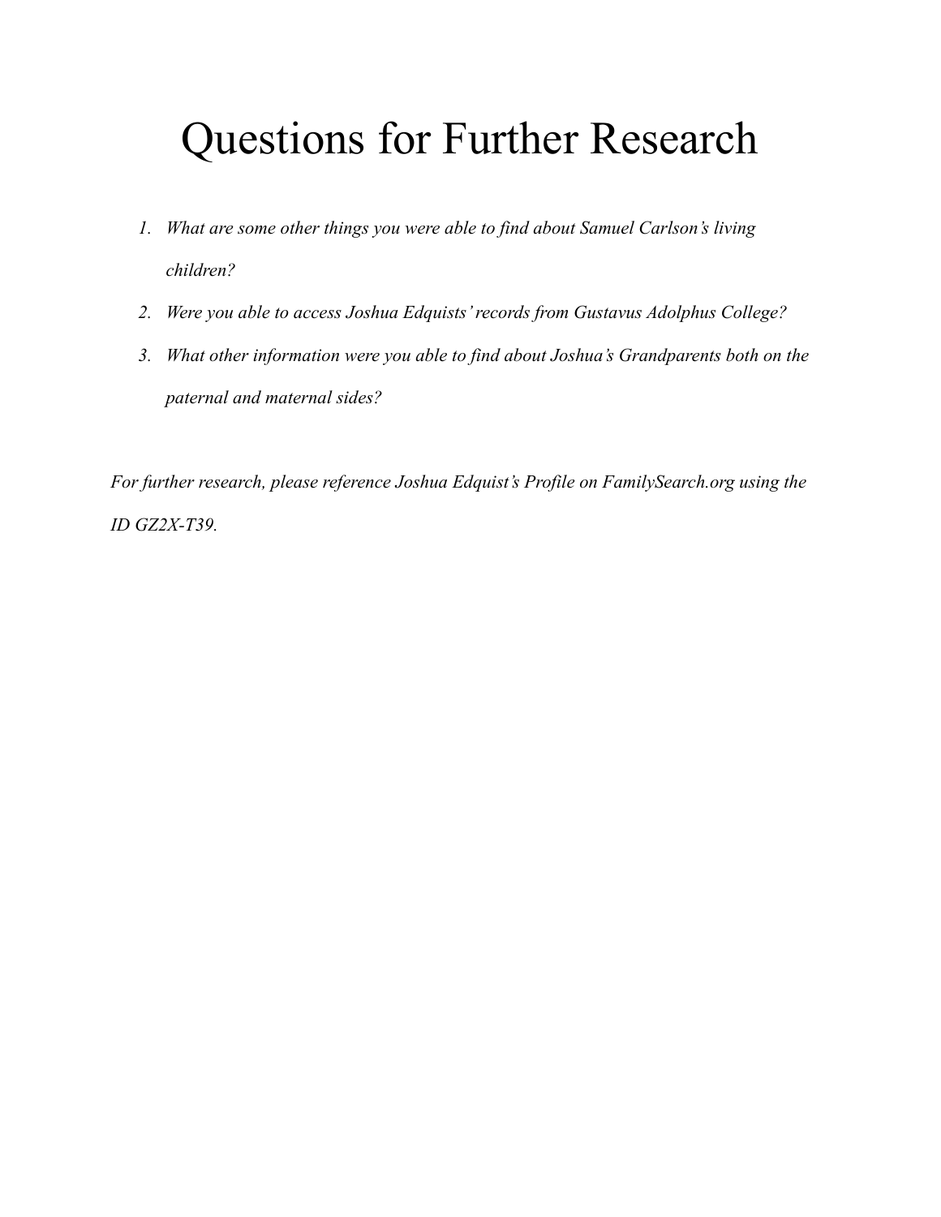# Questions for Further Research

1. *What are some other things you were able to find about Samuel Carlson's living children?*
2. *Were you able to access Joshua Edquists' records from Gustavus Adolphus College?*
3. *What other information were you able to find about Joshua's Grandparents both on the paternal and maternal sides?*

*For further research, please reference Joshua Edquist's Profile on FamilySearch.org using the ID GZ2X-T39.*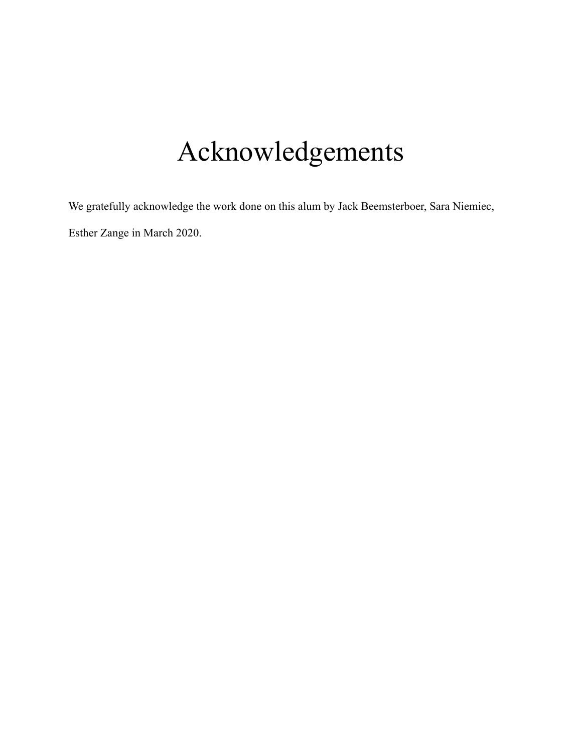# Acknowledgements

We gratefully acknowledge the work done on this alum by Jack Beemsterboer, Sara Niemiec, Esther Zange in March 2020.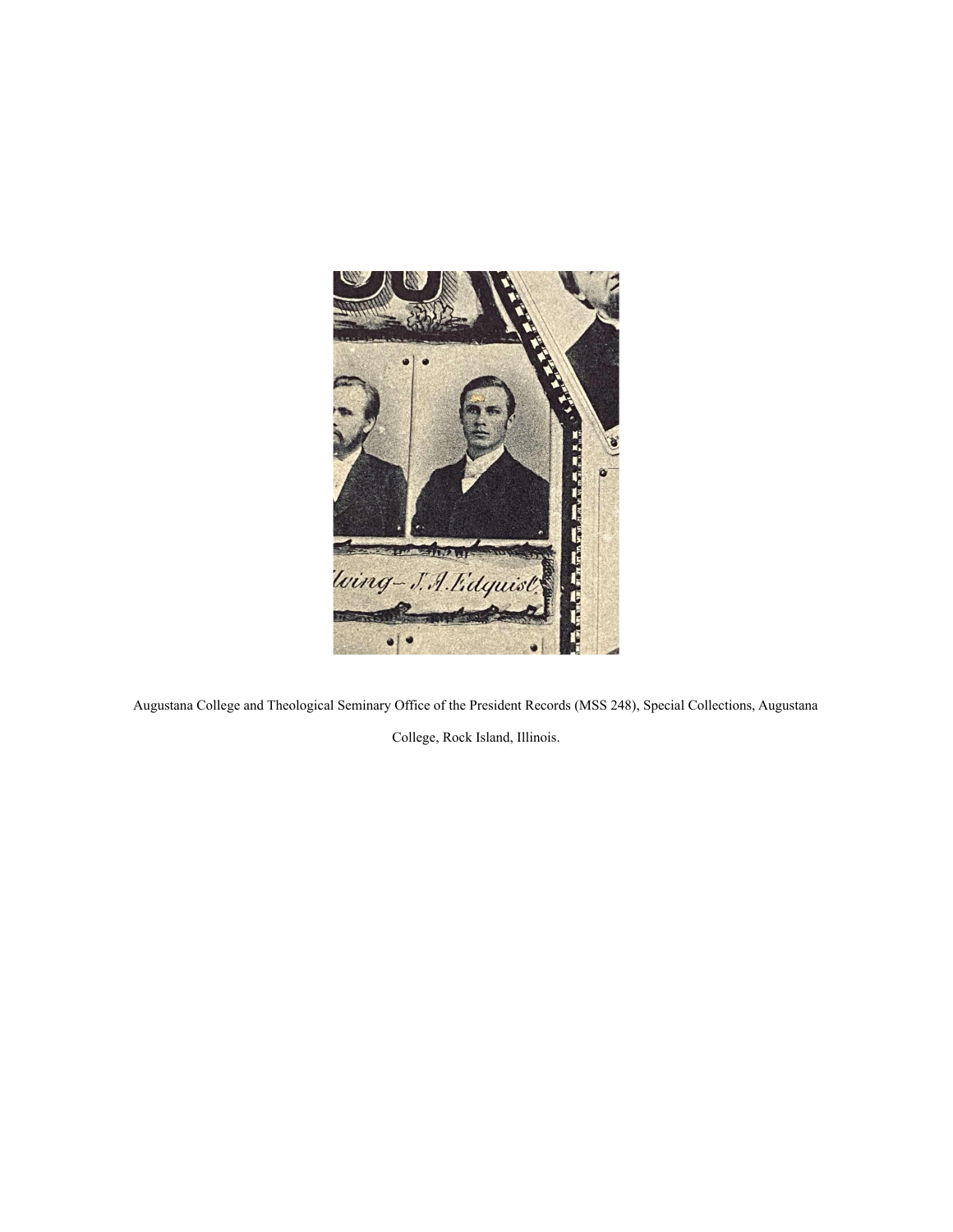Augustana College and Theological Seminary Office of the President Records (MSS 248), Special Collections, Augustana College, Rock Island, Illinois.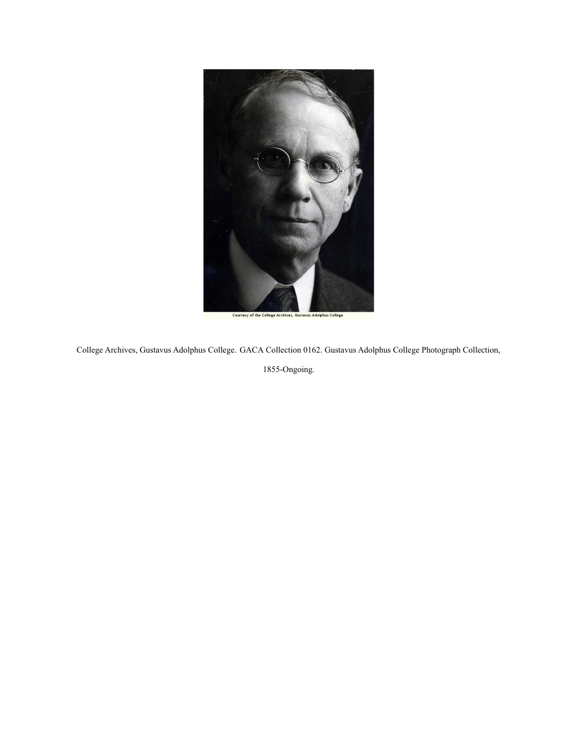College Archives, Gustavus Adolphus College. GACA Collection 0162. Gustavus Adolphus College Photograph Collection, 1855-Ongoing.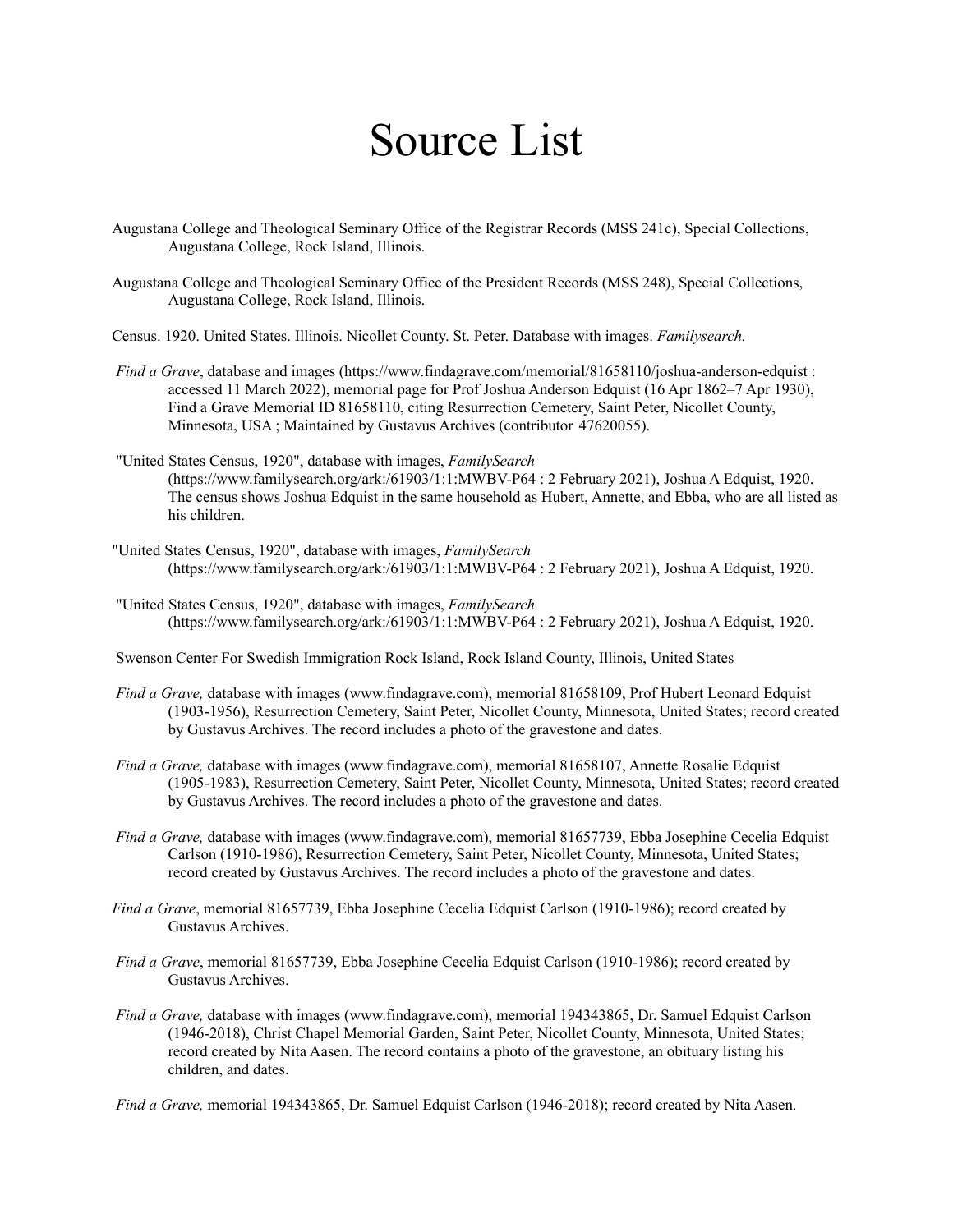# Source List

Augustana College and Theological Seminary Office of the Registrar Records (MSS 241c), Special Collections, Augustana College, Rock Island, Illinois.

Augustana College and Theological Seminary Office of the President Records (MSS 248), Special Collections, Augustana College, Rock Island, Illinois.

Census. 1920. United States. Illinois. Nicollet County. St. Peter. Database with images. *Familysearch.*

*Find a Grave*, database and images (https://www.findagrave.com/memorial/81658110/joshua-anderson-edquist : accessed 11 March 2022), memorial page for Prof Joshua Anderson Edquist (16 Apr 1862–7 Apr 1930), Find a Grave Memorial ID 81658110, citing Resurrection Cemetery, Saint Peter, Nicollet County, Minnesota, USA ; Maintained by Gustavus Archives (contributor 47620055).

"United States Census, 1920", database with images, *FamilySearch* (https://www.familysearch.org/ark:/61903/1:1:MWBV-P64 : 2 February 2021), Joshua A Edquist, 1920. The census shows Joshua Edquist in the same household as Hubert, Annette, and Ebba, who are all listed as his children.

"United States Census, 1920", database with images, *FamilySearch* (https://www.familysearch.org/ark:/61903/1:1:MWBV-P64 : 2 February 2021), Joshua A Edquist, 1920.

"United States Census, 1920", database with images, *FamilySearch* (https://www.familysearch.org/ark:/61903/1:1:MWBV-P64 : 2 February 2021), Joshua A Edquist, 1920.

Swenson Center For Swedish Immigration Rock Island, Rock Island County, Illinois, United States

*Find a Grave,* database with images (www.findagrave.com), memorial 81658109, Prof Hubert Leonard Edquist (1903-1956), Resurrection Cemetery, Saint Peter, Nicollet County, Minnesota, United States; record created by Gustavus Archives. The record includes a photo of the gravestone and dates.

*Find a Grave,* database with images (www.findagrave.com), memorial 81658107, Annette Rosalie Edquist (1905-1983), Resurrection Cemetery, Saint Peter, Nicollet County, Minnesota, United States; record created by Gustavus Archives. The record includes a photo of the gravestone and dates.

*Find a Grave,* database with images (www.findagrave.com), memorial 81657739, Ebba Josephine Cecelia Edquist Carlson (1910-1986), Resurrection Cemetery, Saint Peter, Nicollet County, Minnesota, United States; record created by Gustavus Archives. The record includes a photo of the gravestone and dates.

*Find a Grave*, memorial 81657739, Ebba Josephine Cecelia Edquist Carlson (1910-1986); record created by Gustavus Archives.

*Find a Grave*, memorial 81657739, Ebba Josephine Cecelia Edquist Carlson (1910-1986); record created by Gustavus Archives.

*Find a Grave,* database with images (www.findagrave.com), memorial 194343865, Dr. Samuel Edquist Carlson (1946-2018), Christ Chapel Memorial Garden, Saint Peter, Nicollet County, Minnesota, United States; record created by Nita Aasen. The record contains a photo of the gravestone, an obituary listing his children, and dates.

*Find a Grave,* memorial 194343865, Dr. Samuel Edquist Carlson (1946-2018); record created by Nita Aasen.